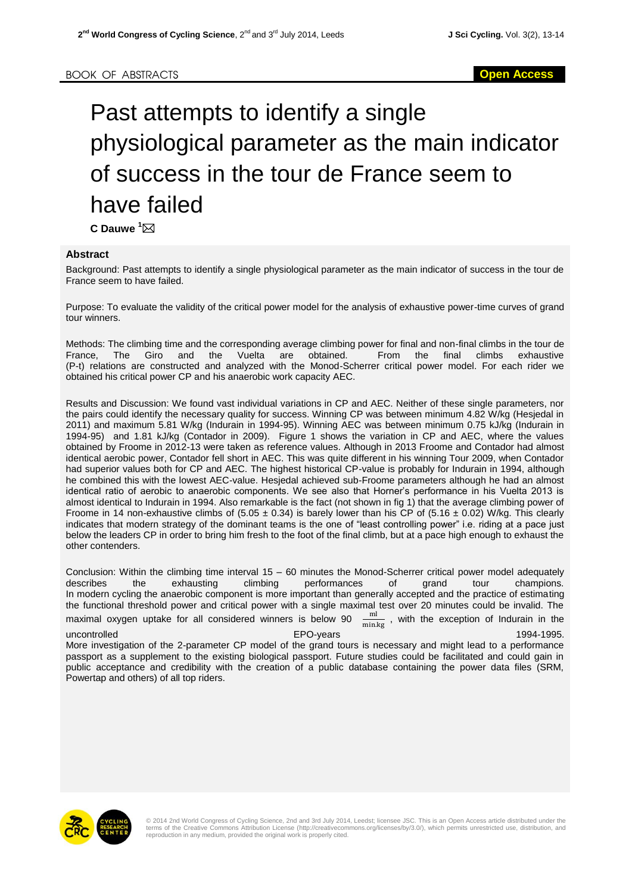BOOK OF ABSTRACTS

**Open Access**

# Past attempts to identify a single physiological parameter as the main indicator of success in the tour de France seem to have failed

**C Dauwe** [1]

## Abstract

Background: Past attempts to identify a single physiological parameter as the main indicator of success in the tour de France seem to have failed.

Purpose: To evaluate the validity of the critical power model for the analysis of exhaustive power-time curves of grand tour winners.

Methods: The climbing time and the corresponding average climbing power for final and non-final climbs in the tour de France, The Giro and the Vuelta are obtained. From the final climbs exhaustive (P-t) relations are constructed and analyzed with the Monod-Scherrer critical power model. For each rider we obtained his critical power CP and his anaerobic work capacity AEC.

Results and Discussion: We found vast individual variations in CP and AEC. Neither of these single parameters, nor the pairs could identify the necessary quality for success. Winning CP was between minimum 4.82 W/kg (Hesjedal in 2011) and maximum 5.81 W/kg (Indurain in 1994-95). Winning AEC was between minimum 0.75 kJ/kg (Indurain in 1994-95) and 1.81 kJ/kg (Contador in 2009). Figure 1 shows the variation in CP and AEC, where the values obtained by Froome in 2012-13 were taken as reference values. Although in 2013 Froome and Contador had almost identical aerobic power, Contador fell short in AEC. This was quite different in his winning Tour 2009, when Contador had superior values both for CP and AEC. The highest historical CP-value is probably for Indurain in 1994, although he combined this with the lowest AEC-value. Hesjedal achieved sub-Froome parameters although he had an almost identical ratio of aerobic to anaerobic components. We see also that Horner's performance in his Vuelta 2013 is almost identical to Indurain in 1994. Also remarkable is the fact (not shown in fig 1) that the average climbing power of Froome in 14 non-exhaustive climbs of ($5.05 \pm 0.34$) is barely lower than his CP of ($5.16 \pm 0.02$) W/kg. This clearly indicates that modern strategy of the dominant teams is the one of "least controlling power" i.e. riding at a pace just below the leaders CP in order to bring him fresh to the foot of the final climb, but at a pace high enough to exhaust the other contenders.

Conclusion: Within the climbing time interval 15 – 60 minutes the Monod-Scherrer critical power model adequately describes the exhausting climbing performances of grand tour champions. In modern cycling the anaerobic component is more important than generally accepted and the practice of estimating the functional threshold power and critical power with a single maximal test over 20 minutes could be invalid. The maximal oxygen uptake for all considered winners is below 90 $\frac{\text{ml}}{\text{min.kg}}$, with the exception of Indurain in the uncontrolled EPO-years 1994-1995.
More investigation of the 2-parameter CP model of the grand tours is necessary and might lead to a performance passport as a supplement to the existing biological passport. Future studies could be facilitated and could gain in public acceptance and credibility with the creation of a public database containing the power data files (SRM, Powertap and others) of all top riders.

© 2014 2nd World Congress of Cycling Science, 2nd and 3rd July 2014, Leedst; licensee JSC. This is an Open Access article distributed under the terms of the Creative Commons Attribution License (http://creativecommons.org/licenses/by/3.0/), which permits unrestricted use, distribution, and reproduction in any medium, provided the original work is properly cited.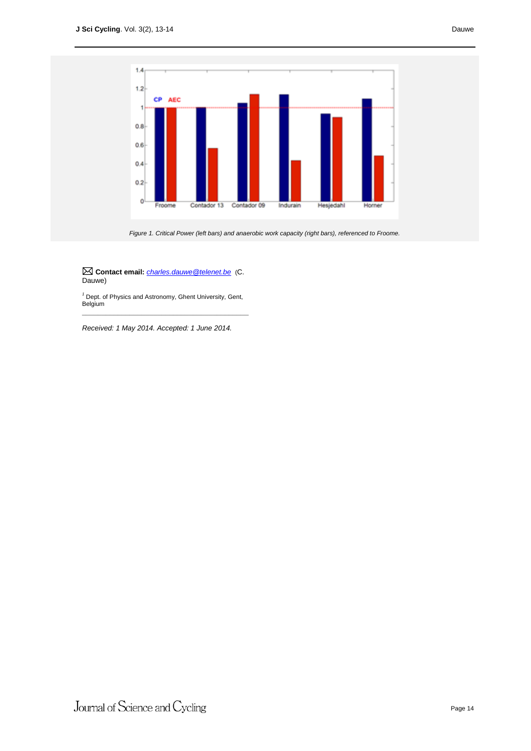1.4
1.2
1
0.8
0.6
0.4
0.2
0

CP AEC

Froome Contador 13 Contador 09 Indurain Hesjedahl Horner

*Figure 1. Critical Power (left bars) and anaerobic work capacity (right bars), referenced to Froome.*

**Contact email:** *charles.dauwe@telenet.be* (C. Dauwe)

[1] Dept. of Physics and Astronomy, Ghent University, Gent, Belgium

*Received: 1 May 2014. Accepted: 1 June 2014.*